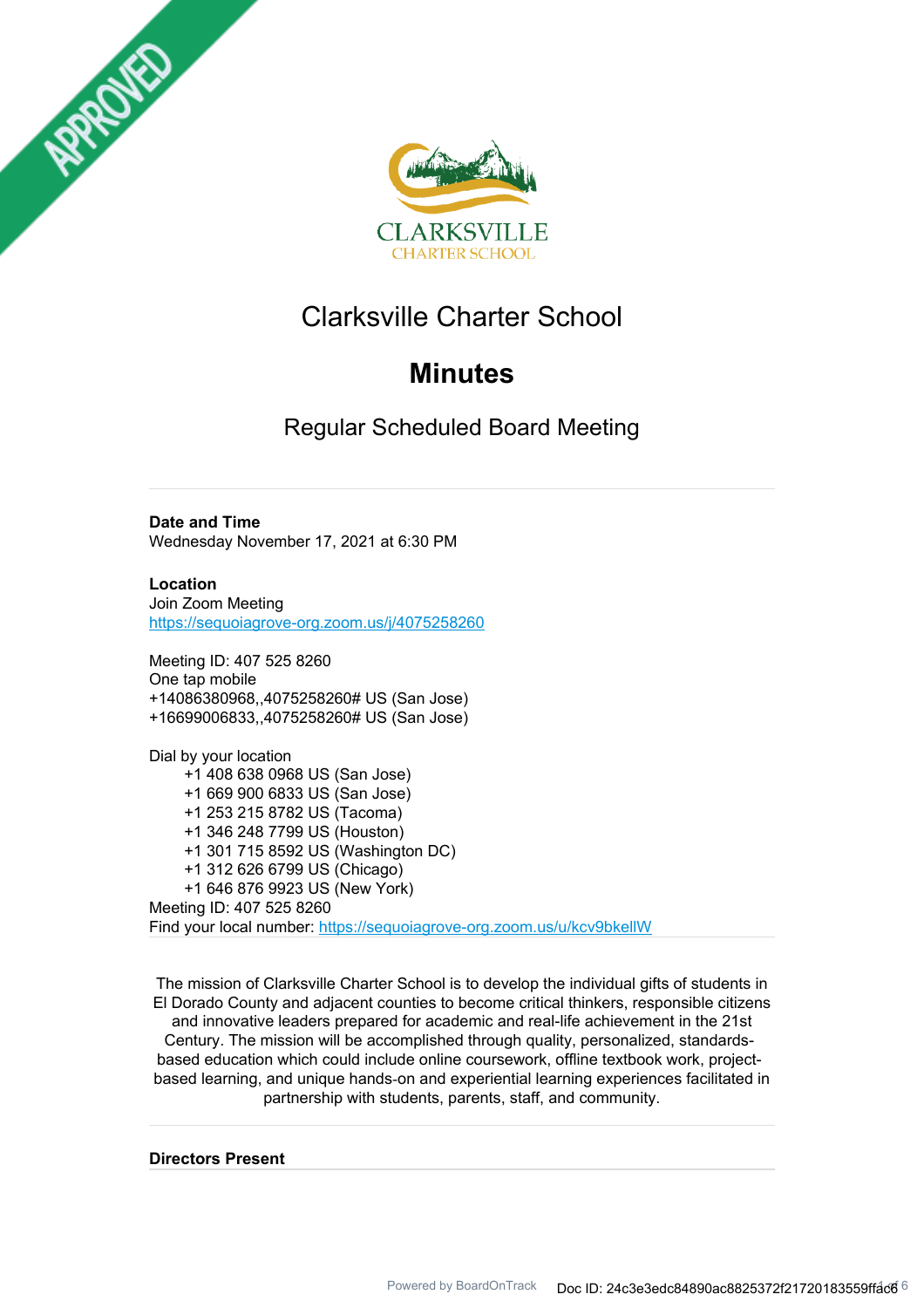APPROVED

# Clarksville Charter School

## Minutes

### Regular Scheduled Board Meeting

**Date and Time**
Wednesday November 17, 2021 at 6:30 PM

**Location**
Join Zoom Meeting
https://sequoiagrove-org.zoom.us/j/4075258260

Meeting ID: 407 525 8260
One tap mobile
+14086380968,,4075258260# US (San Jose)
+16699006833,,4075258260# US (San Jose)

Dial by your location
+1 408 638 0968 US (San Jose)
+1 669 900 6833 US (San Jose)
+1 253 215 8782 US (Tacoma)
+1 346 248 7799 US (Houston)
+1 301 715 8592 US (Washington DC)
+1 312 626 6799 (Chicago)
+1 646 876 9923 US (New York)
Meeting ID: 407 525 8260
Find your local number: https://sequoiagrove-org.zoom.us/u/kcv9bkellW

The mission of Clarksville Charter School is to develop the individual gifts of students in El Dorado County and adjacent counties to become critical thinkers, responsible citizens and innovative leaders prepared for academic and real-life achievement in the 21st Century. The mission will be accomplished through quality, personalized, standards-based education which could include online coursework, offline textbook work, project-based learning, and unique hands-on and experiential learning experiences facilitated in partnership with students, parents, staff, and community.

**Directors Present**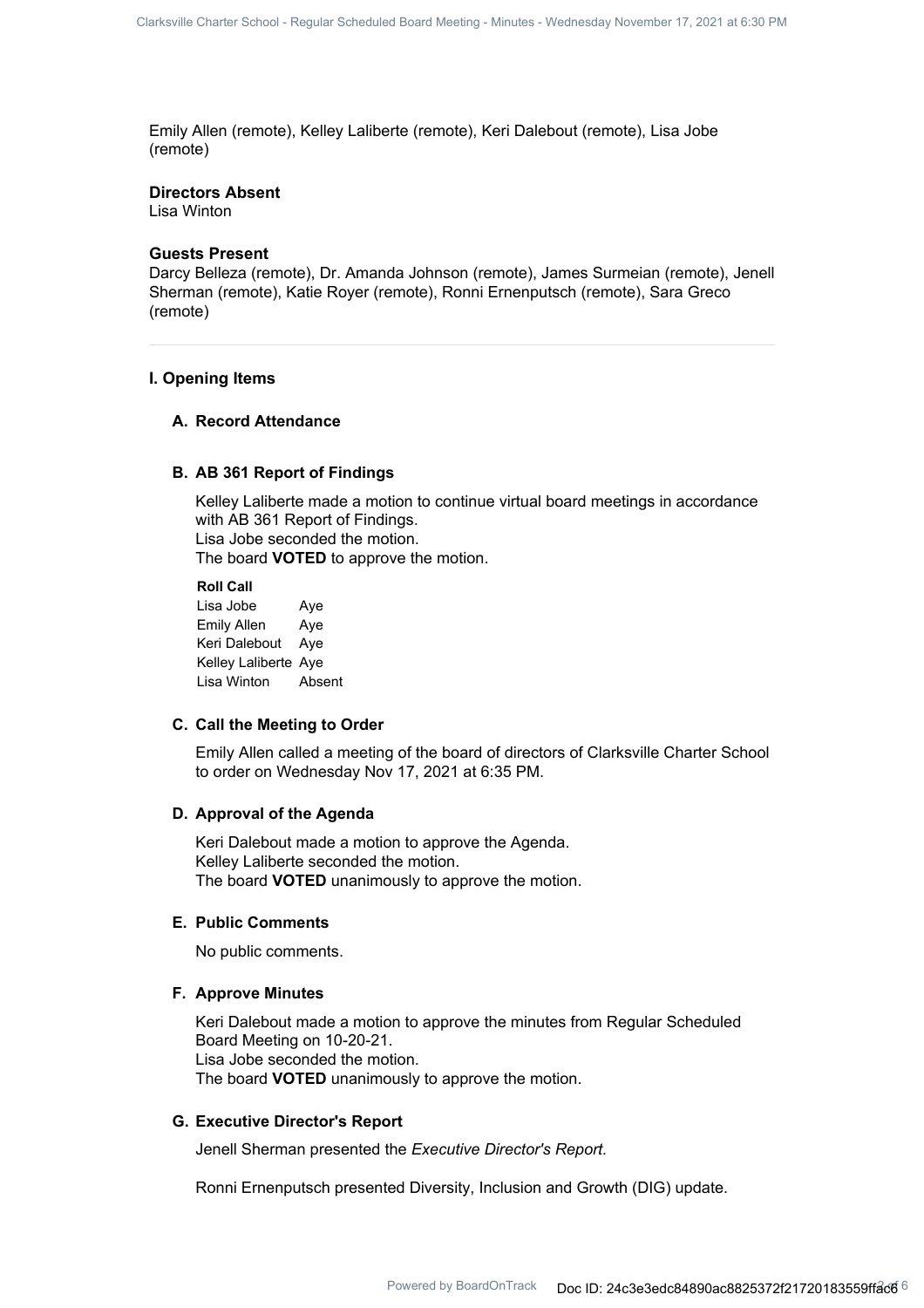Emily Allen (remote), Kelley Laliberte (remote), Keri Dalebout (remote), Lisa Jobe (remote)

**Directors Absent**

Lisa Winton

**Guests Present**

Darcy Belleza (remote), Dr. Amanda Johnson (remote), James Surmeian (remote), Jenell Sherman (remote), Katie Royer (remote), Ronni Ernenputsch (remote), Sara Greco (remote)

---

## I. Opening Items

### A. Record Attendance

### B. AB 361 Report of Findings

Kelley Laliberte made a motion to continue virtual board meetings in accordance with AB 361 Report of Findings.
Lisa Jobe seconded the motion.
The board **VOTED** to approve the motion.

**Roll Call**

| | |
|---|---|
| Lisa Jobe | Aye |
| Emily Allen | Aye |
| Keri Dalebout | Aye |
| Kelley Laliberte | Aye |
| Lisa Winton | Absent |

### C. Call the Meeting to Order

Emily Allen called a meeting of the board of directors of Clarksville Charter School to order on Wednesday Nov 17, 2021 at 6:35 PM.

### D. Approval of the Agenda

Keri Dalebout made a motion to approve the Agenda.
Kelley Laliberte seconded the motion.
The board **VOTED** unanimously to approve the motion.

### E. Public Comments

No public comments.

### F. Approve Minutes

Keri Dalebout made a motion to approve the minutes from Regular Scheduled Board Meeting on 10-20-21.
Lisa Jobe seconded the motion.
The board **VOTED** unanimously to approve the motion.

### G. Executive Director's Report

Jenell Sherman presented the *Executive Director's Report.*

Ronni Ernenputsch presented Diversity, Inclusion and Growth (DIG) update.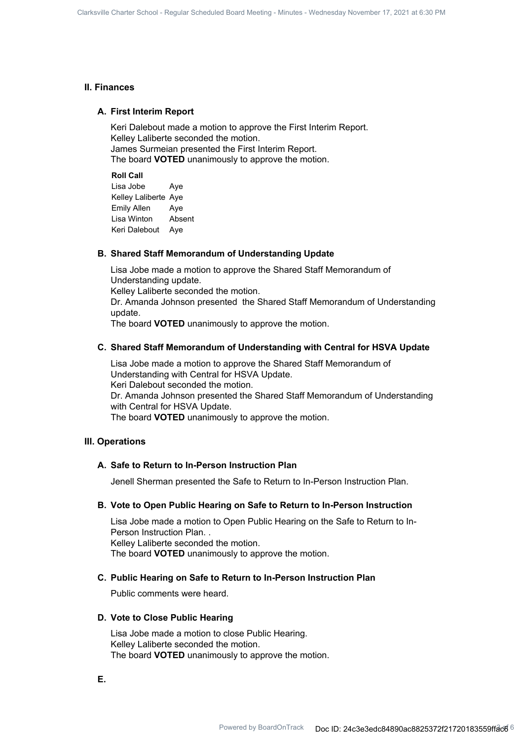## II. Finances

### A. First Interim Report

Keri Dalebout made a motion to approve the First Interim Report.
Kelley Laliberte seconded the motion.
James Surmeian presented the First Interim Report.
The board **VOTED** unanimously to approve the motion.

**Roll Call**

| | |
|---|---|
| Lisa Jobe | Aye |
| Kelley Laliberte | Aye |
| Emily Allen | Aye |
| Lisa Winton | Absent |
| Keri Dalebout | Aye |

### B. Shared Staff Memorandum of Understanding Update

Lisa Jobe made a motion to approve the Shared Staff Memorandum of Understanding update.
Kelley Laliberte seconded the motion.
Dr. Amanda Johnson presented the Shared Staff Memorandum of Understanding update.
The board **VOTED** unanimously to approve the motion.

### C. Shared Staff Memorandum of Understanding with Central for HSVA Update

Lisa Jobe made a motion to approve the Shared Staff Memorandum of Understanding with Central for HSVA Update.
Keri Dalebout seconded the motion.
Dr. Amanda Johnson presented the Shared Staff Memorandum of Understanding with Central for HSVA Update.
The board **VOTED** unanimously to approve the motion.

## III. Operations

### A. Safe to Return to In-Person Instruction Plan

Jenell Sherman presented the Safe to Return to In-Person Instruction Plan.

### B. Vote to Open Public Hearing on Safe to Return to In-Person Instruction

Lisa Jobe made a motion to Open Public Hearing on the Safe to Return to In-Person Instruction Plan. .
Kelley Laliberte seconded the motion.
The board **VOTED** unanimously to approve the motion.

### C. Public Hearing on Safe to Return to In-Person Instruction Plan

Public comments were heard.

### D. Vote to Close Public Hearing

Lisa Jobe made a motion to close Public Hearing.
Kelley Laliberte seconded the motion.
The board **VOTED** unanimously to approve the motion.

### E.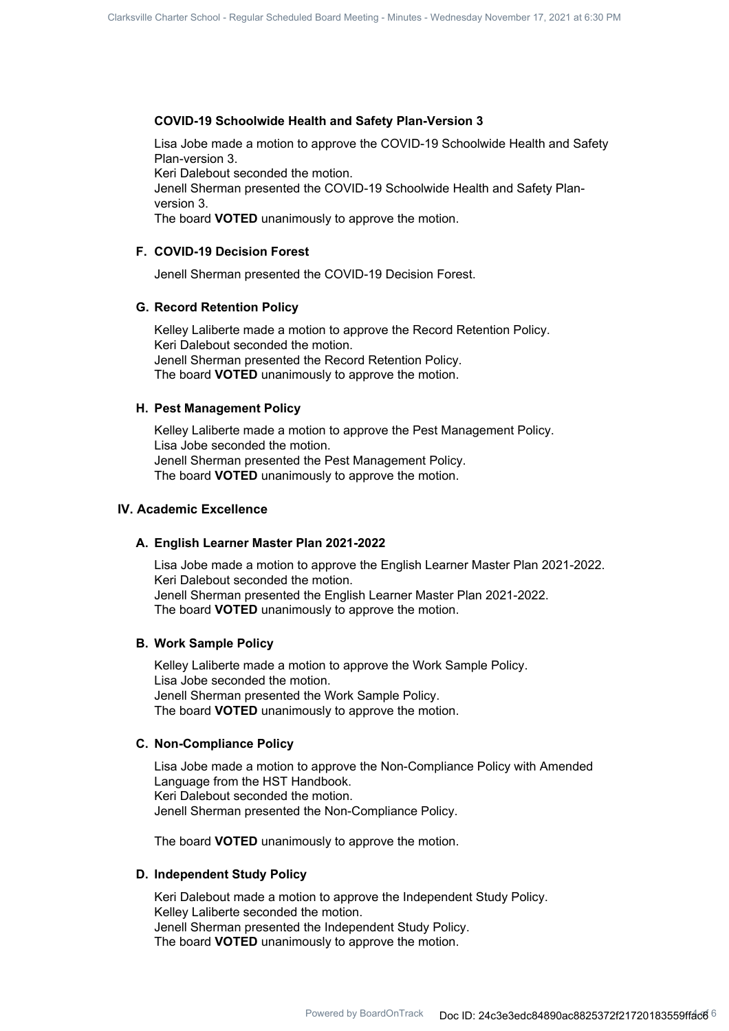#### COVID-19 Schoolwide Health and Safety Plan-Version 3

Lisa Jobe made a motion to approve the COVID-19 Schoolwide Health and Safety Plan-version 3.
Keri Dalebout seconded the motion.
Jenell Sherman presented the COVID-19 Schoolwide Health and Safety Plan-version 3.
The board **VOTED** unanimously to approve the motion.

#### F. COVID-19 Decision Forest

Jenell Sherman presented the COVID-19 Decision Forest.

#### G. Record Retention Policy

Kelley Laliberte made a motion to approve the Record Retention Policy.
Keri Dalebout seconded the motion.
Jenell Sherman presented the Record Retention Policy.
The board **VOTED** unanimously to approve the motion.

#### H. Pest Management Policy

Kelley Laliberte made a motion to approve the Pest Management Policy.
Lisa Jobe seconded the motion.
Jenell Sherman presented the Pest Management Policy.
The board **VOTED** unanimously to approve the motion.

### IV. Academic Excellence

#### A. English Learner Master Plan 2021-2022

Lisa Jobe made a motion to approve the English Learner Master Plan 2021-2022.
Keri Dalebout seconded the motion.
Jenell Sherman presented the English Learner Master Plan 2021-2022.
The board **VOTED** unanimously to approve the motion.

#### B. Work Sample Policy

Kelley Laliberte made a motion to approve the Work Sample Policy.
Lisa Jobe seconded the motion.
Jenell Sherman presented the Work Sample Policy.
The board **VOTED** unanimously to approve the motion.

#### C. Non-Compliance Policy

Lisa Jobe made a motion to approve the Non-Compliance Policy with Amended Language from the HST Handbook.
Keri Dalebout seconded the motion.
Jenell Sherman presented the Non-Compliance Policy.

The board **VOTED** unanimously to approve the motion.

#### D. Independent Study Policy

Keri Dalebout made a motion to approve the Independent Study Policy.
Kelley Laliberte seconded the motion.
Jenell Sherman presented the Independent Study Policy.
The board **VOTED** unanimously to approve the motion.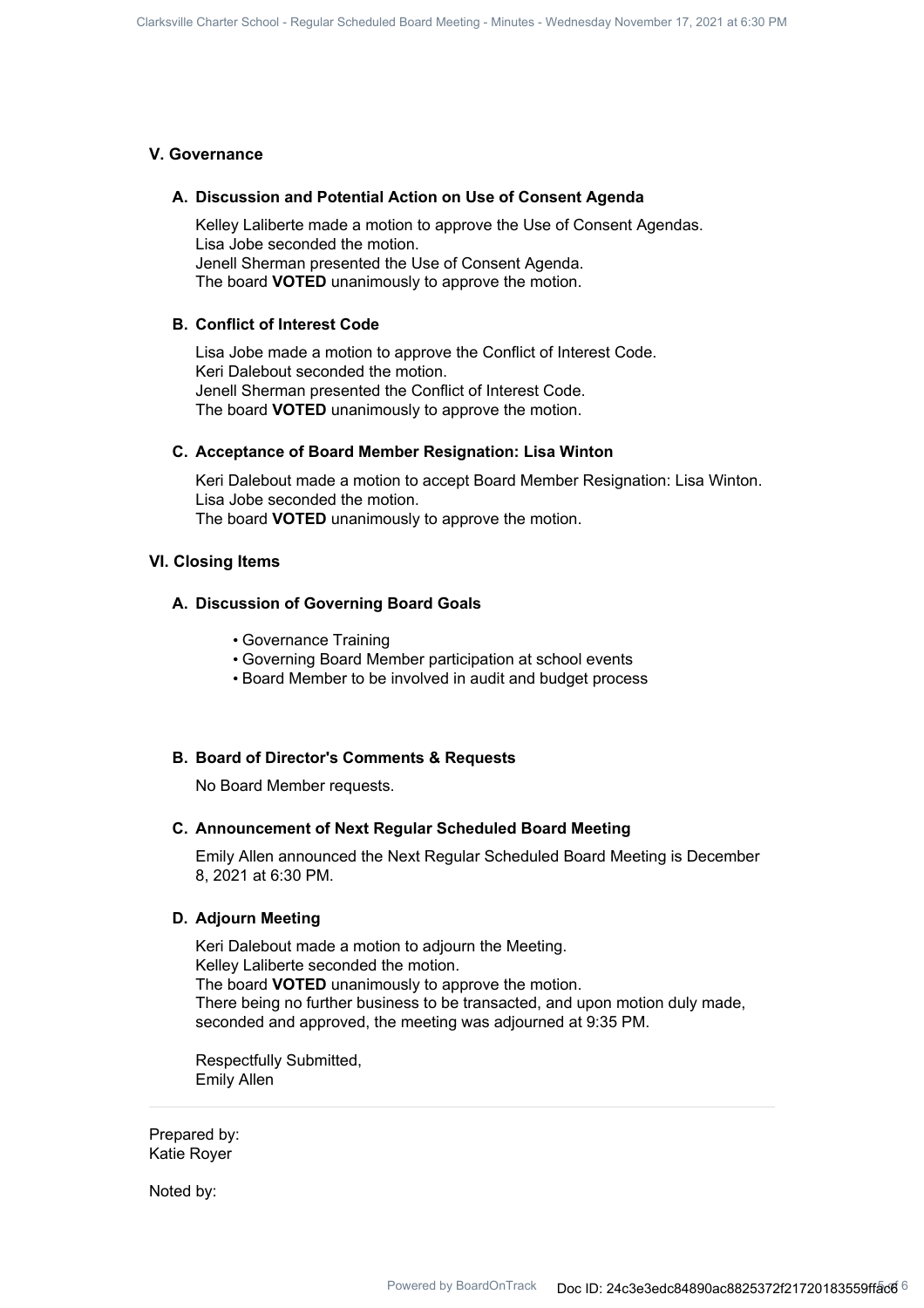## V. Governance

### A. Discussion and Potential Action on Use of Consent Agenda

Kelley Laliberte made a motion to approve the Use of Consent Agendas.
Lisa Jobe seconded the motion.
Jenell Sherman presented the Use of Consent Agenda.
The board **VOTED** unanimously to approve the motion.

### B. Conflict of Interest Code

Lisa Jobe made a motion to approve the Conflict of Interest Code.
Keri Dalebout seconded the motion.
Jenell Sherman presented the Conflict of Interest Code.
The board **VOTED** unanimously to approve the motion.

### C. Acceptance of Board Member Resignation: Lisa Winton

Keri Dalebout made a motion to accept Board Member Resignation: Lisa Winton.
Lisa Jobe seconded the motion.
The board **VOTED** unanimously to approve the motion.

## VI. Closing Items

### A. Discussion of Governing Board Goals

- Governance Training
- Governing Board Member participation at school events
- Board Member to be involved in audit and budget process

### B. Board of Director's Comments & Requests

No Board Member requests.

### C. Announcement of Next Regular Scheduled Board Meeting

Emily Allen announced the Next Regular Scheduled Board Meeting is December 8, 2021 at 6:30 PM.

### D. Adjourn Meeting

Keri Dalebout made a motion to adjourn the Meeting.
Kelley Laliberte seconded the motion.
The board **VOTED** unanimously to approve the motion.
There being no further business to be transacted, and upon motion duly made, seconded and approved, the meeting was adjourned at 9:35 PM.

Respectfully Submitted,
Emily Allen

---

Prepared by:
Katie Royer

Noted by: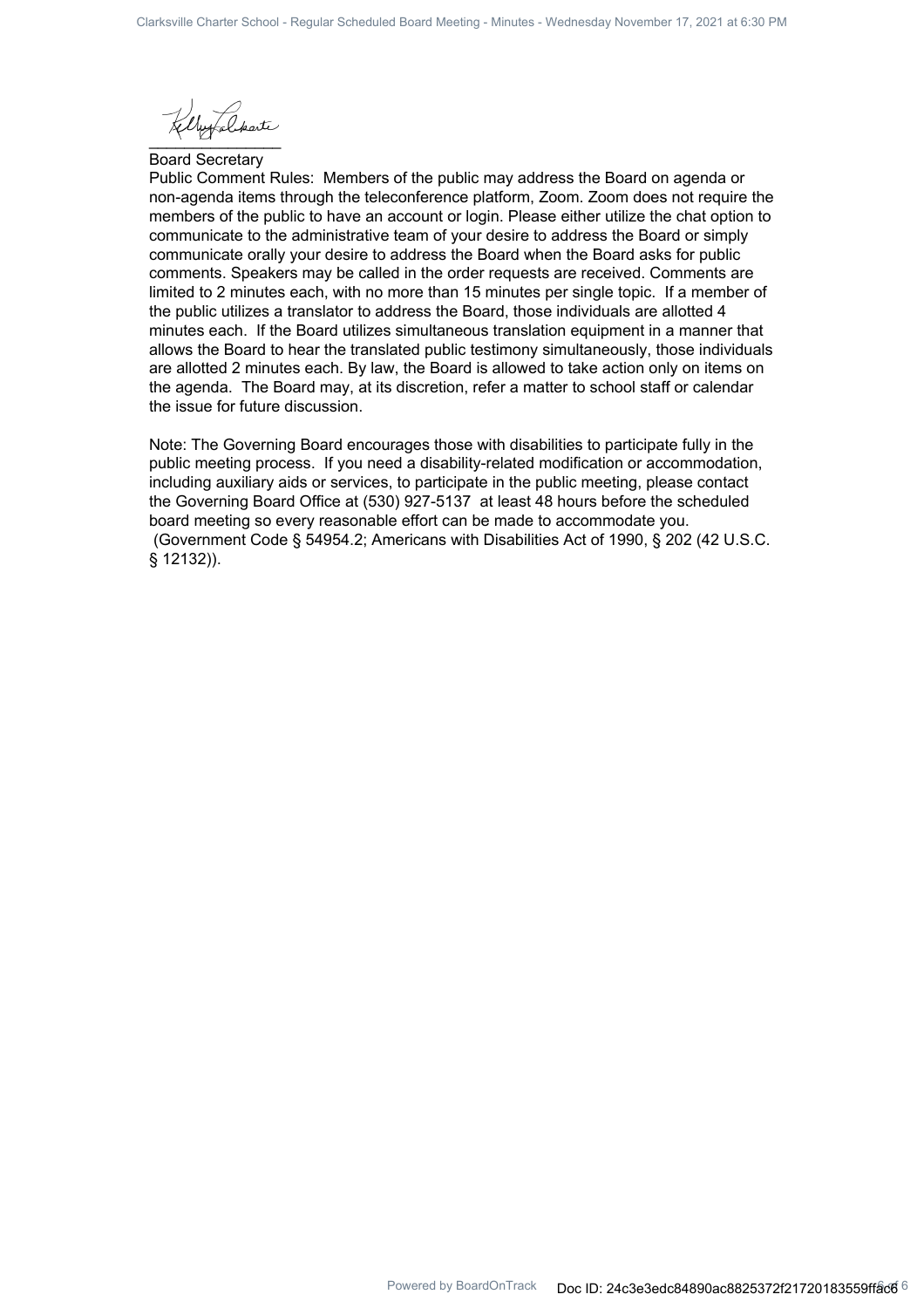\_\_\_\_\_\_\_\_\_\_\_\_\_\_\_\_

Board Secretary

Public Comment Rules: Members of the public may address the Board on agenda or non-agenda items through the teleconference platform, Zoom. Zoom does not require the members of the public to have an account or login. Please either utilize the chat option to communicate to the administrative team of your desire to address the Board or simply communicate orally your desire to address the Board when the Board asks for public comments. Speakers may be called in the order requests are received. Comments are limited to 2 minutes each, with no more than 15 minutes per single topic. If a member of the public utilizes a translator to address the Board, those individuals are allotted 4 minutes each. If the Board utilizes simultaneous translation equipment in a manner that allows the Board to hear the translated public testimony simultaneously, those individuals are allotted 2 minutes each. By law, the Board is allowed to take action only on items on the agenda. The Board may, at its discretion, refer a matter to school staff or calendar the issue for future discussion.

Note: The Governing Board encourages those with disabilities to participate fully in the public meeting process. If you need a disability-related modification or accommodation, including auxiliary aids or services, to participate in the public meeting, please contact the Governing Board Office at (530) 927-5137 at least 48 hours before the scheduled board meeting so every reasonable effort can be made to accommodate you. (Government Code § 54954.2; Americans with Disabilities Act of 1990, § 202 (42 U.S.C. § 12132)).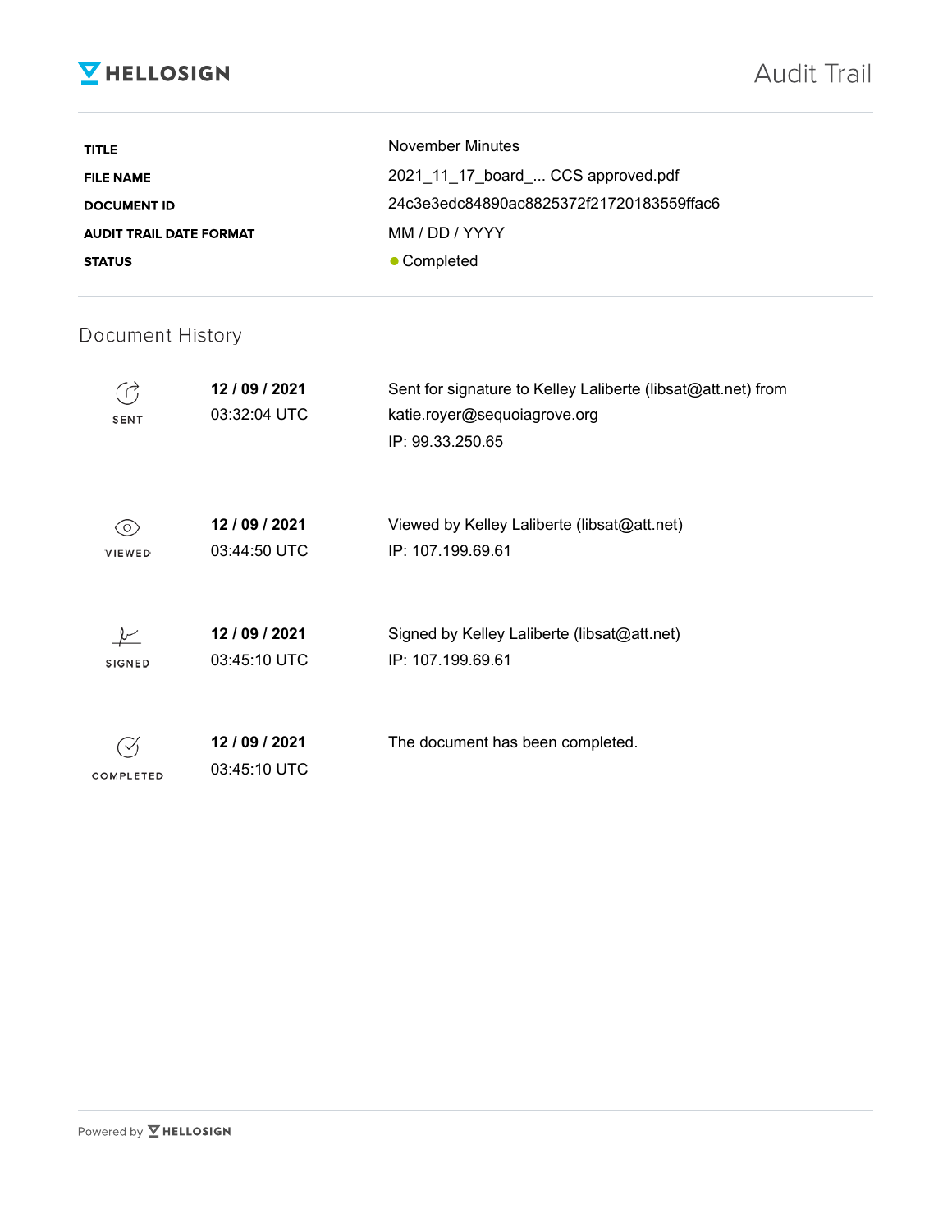HELLOSIGN

# Audit Trail

| | |
|---|---|
| **TITLE** | November Minutes |
| **FILE NAME** | 2021_11_17_board_... CCS approved.pdf |
| **DOCUMENT ID** | 24c3e3edc84890ac8825372f21720183559ffac6 |
| **AUDIT TRAIL DATE FORMAT** | MM / DD / YYYY |
| **STATUS** | Completed |

## Document History

| | | |
|---|---|---|
| SENT | **12 / 09 / 2021** 03:32:04 UTC | Sent for signature to Kelley Laliberte (libsat@att.net) from katie.royer@sequoiagrove.org IP: 99.33.250.65 |
| VIEWED | **12 / 09 / 2021** 03:44:50 UTC | Viewed by Kelley Laliberte (libsat@att.net) IP: 107.199.69.61 |
| SIGNED | **12 / 09 / 2021** 03:45:10 UTC | Signed by Kelley Laliberte (libsat@att.net) IP: 107.199.69.61 |
| COMPLETED | **12 / 09 / 2021** 03:45:10 UTC | The document has been completed. |

Powered by HELLOSIGN